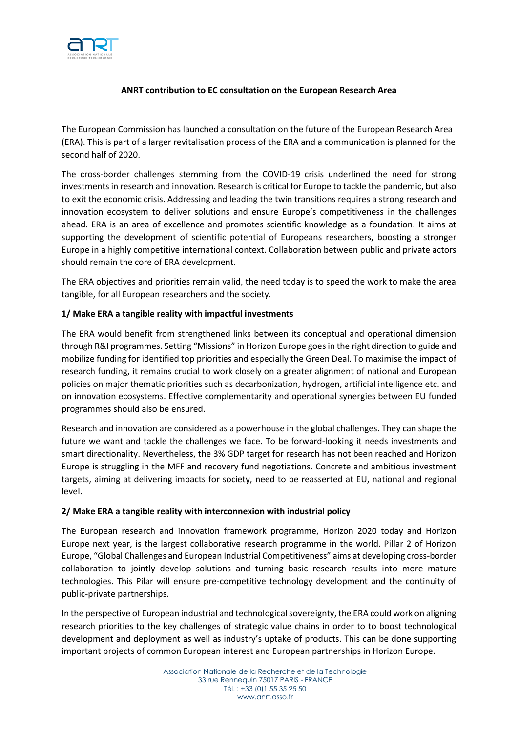**ANRT contribution to EC consultation on the European Research Area**

The European Commission has launched a consultation on the future of the European Research Area (ERA). This is part of a larger revitalisation process of the ERA and a communication is planned for the second half of 2020.

The cross-border challenges stemming from the COVID-19 crisis underlined the need for strong investments in research and innovation. Research is critical for Europe to tackle the pandemic, but also to exit the economic crisis. Addressing and leading the twin transitions requires a strong research and innovation ecosystem to deliver solutions and ensure Europe's competitiveness in the challenges ahead. ERA is an area of excellence and promotes scientific knowledge as a foundation. It aims at supporting the development of scientific potential of Europeans researchers, boosting a stronger Europe in a highly competitive international context. Collaboration between public and private actors should remain the core of ERA development.

The ERA objectives and priorities remain valid, the need today is to speed the work to make the area tangible, for all European researchers and the society.

**1/ Make ERA a tangible reality with impactful investments**

The ERA would benefit from strengthened links between its conceptual and operational dimension through R&I programmes. Setting "Missions" in Horizon Europe goes in the right direction to guide and mobilize funding for identified top priorities and especially the Green Deal. To maximise the impact of research funding, it remains crucial to work closely on a greater alignment of national and European policies on major thematic priorities such as decarbonization, hydrogen, artificial intelligence etc. and on innovation ecosystems. Effective complementarity and operational synergies between EU funded programmes should also be ensured.

Research and innovation are considered as a powerhouse in the global challenges. They can shape the future we want and tackle the challenges we face. To be forward-looking it needs investments and smart directionality. Nevertheless, the 3% GDP target for research has not been reached and Horizon Europe is struggling in the MFF and recovery fund negotiations. Concrete and ambitious investment targets, aiming at delivering impacts for society, need to be reasserted at EU, national and regional level.

**2/ Make ERA a tangible reality with interconnexion with industrial policy**

The European research and innovation framework programme, Horizon 2020 today and Horizon Europe next year, is the largest collaborative research programme in the world. Pillar 2 of Horizon Europe, "Global Challenges and European Industrial Competitiveness" aims at developing cross-border collaboration to jointly develop solutions and turning basic research results into more mature technologies. This Pilar will ensure pre-competitive technology development and the continuity of public-private partnerships.

In the perspective of European industrial and technological sovereignty, the ERA could work on aligning research priorities to the key challenges of strategic value chains in order to to boost technological development and deployment as well as industry's uptake of products. This can be done supporting important projects of common European interest and European partnerships in Horizon Europe.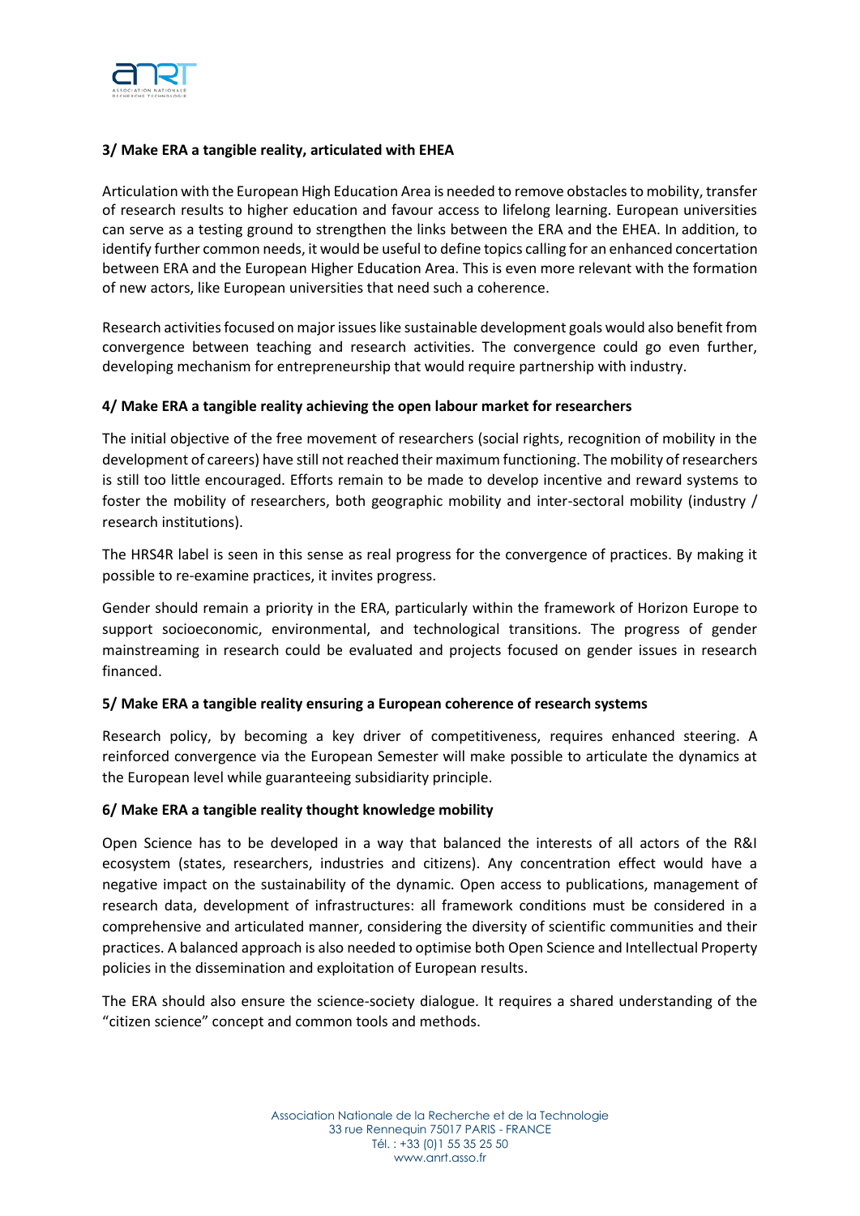### 3/ Make ERA a tangible reality, articulated with EHEA

Articulation with the European High Education Area is needed to remove obstacles to mobility, transfer of research results to higher education and favour access to lifelong learning. European universities can serve as a testing ground to strengthen the links between the ERA and the EHEA. In addition, to identify further common needs, it would be useful to define topics calling for an enhanced concertation between ERA and the European Higher Education Area. This is even more relevant with the formation of new actors, like European universities that need such a coherence.

Research activities focused on major issues like sustainable development goals would also benefit from convergence between teaching and research activities. The convergence could go even further, developing mechanism for entrepreneurship that would require partnership with industry.

### 4/ Make ERA a tangible reality achieving the open labour market for researchers

The initial objective of the free movement of researchers (social rights, recognition of mobility in the development of careers) have still not reached their maximum functioning. The mobility of researchers is still too little encouraged. Efforts remain to be made to develop incentive and reward systems to foster the mobility of researchers, both geographic mobility and inter-sectoral mobility (industry / research institutions).

The HRS4R label is seen in this sense as real progress for the convergence of practices. By making it possible to re-examine practices, it invites progress.

Gender should remain a priority in the ERA, particularly within the framework of Horizon Europe to support socioeconomic, environmental, and technological transitions. The progress of gender mainstreaming in research could be evaluated and projects focused on gender issues in research financed.

### 5/ Make ERA a tangible reality ensuring a European coherence of research systems

Research policy, by becoming a key driver of competitiveness, requires enhanced steering. A reinforced convergence via the European Semester will make possible to articulate the dynamics at the European level while guaranteeing subsidiarity principle.

### 6/ Make ERA a tangible reality thought knowledge mobility

Open Science has to be developed in a way that balanced the interests of all actors of the R&I ecosystem (states, researchers, industries and citizens). Any concentration effect would have a negative impact on the sustainability of the dynamic. Open access to publications, management of research data, development of infrastructures: all framework conditions must be considered in a comprehensive and articulated manner, considering the diversity of scientific communities and their practices. A balanced approach is also needed to optimise both Open Science and Intellectual Property policies in the dissemination and exploitation of European results.

The ERA should also ensure the science-society dialogue. It requires a shared understanding of the "citizen science" concept and common tools and methods.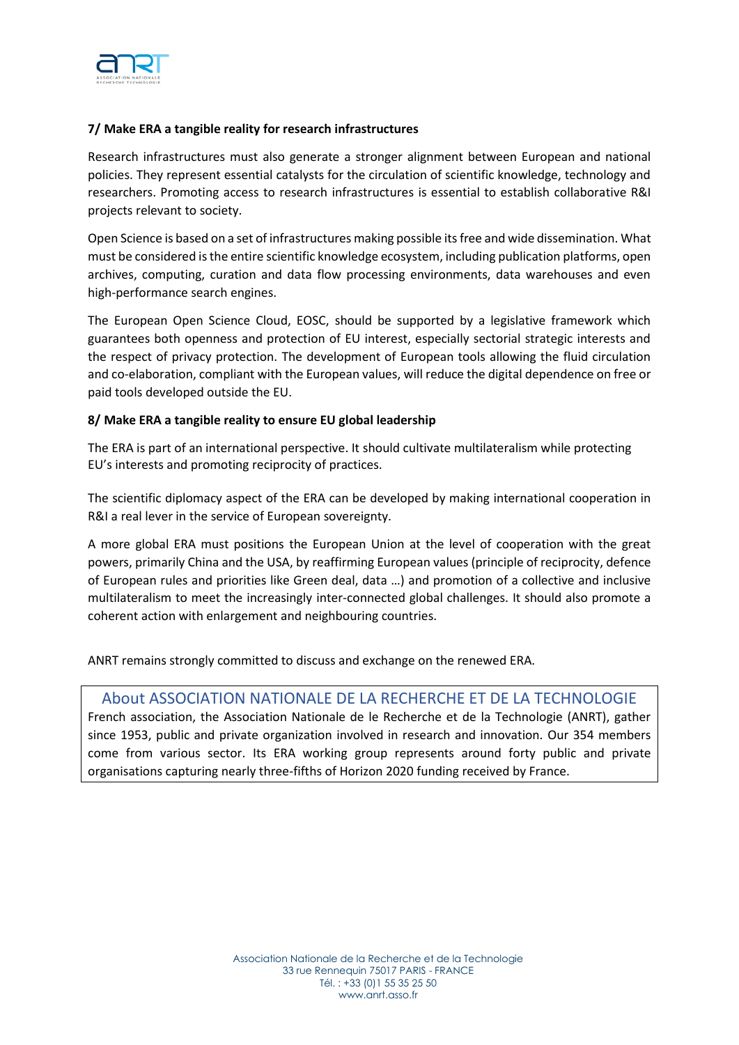### 7/ Make ERA a tangible reality for research infrastructures

Research infrastructures must also generate a stronger alignment between European and national policies. They represent essential catalysts for the circulation of scientific knowledge, technology and researchers. Promoting access to research infrastructures is essential to establish collaborative R&I projects relevant to society.

Open Science is based on a set of infrastructures making possible its free and wide dissemination. What must be considered is the entire scientific knowledge ecosystem, including publication platforms, open archives, computing, curation and data flow processing environments, data warehouses and even high-performance search engines.

The European Open Science Cloud, EOSC, should be supported by a legislative framework which guarantees both openness and protection of EU interest, especially sectorial strategic interests and the respect of privacy protection. The development of European tools allowing the fluid circulation and co-elaboration, compliant with the European values, will reduce the digital dependence on free or paid tools developed outside the EU.

### 8/ Make ERA a tangible reality to ensure EU global leadership

The ERA is part of an international perspective. It should cultivate multilateralism while protecting EU's interests and promoting reciprocity of practices.

The scientific diplomacy aspect of the ERA can be developed by making international cooperation in R&I a real lever in the service of European sovereignty.

A more global ERA must positions the European Union at the level of cooperation with the great powers, primarily China and the USA, by reaffirming European values (principle of reciprocity, defence of European rules and priorities like Green deal, data …) and promotion of a collective and inclusive multilateralism to meet the increasingly inter-connected global challenges. It should also promote a coherent action with enlargement and neighbouring countries.

ANRT remains strongly committed to discuss and exchange on the renewed ERA.

## About ASSOCIATION NATIONALE DE LA RECHERCHE ET DE LA TECHNOLOGIE

French association, the Association Nationale de le Recherche et de la Technologie (ANRT), gather since 1953, public and private organization involved in research and innovation. Our 354 members come from various sector. Its ERA working group represents around forty public and private organisations capturing nearly three-fifths of Horizon 2020 funding received by France.